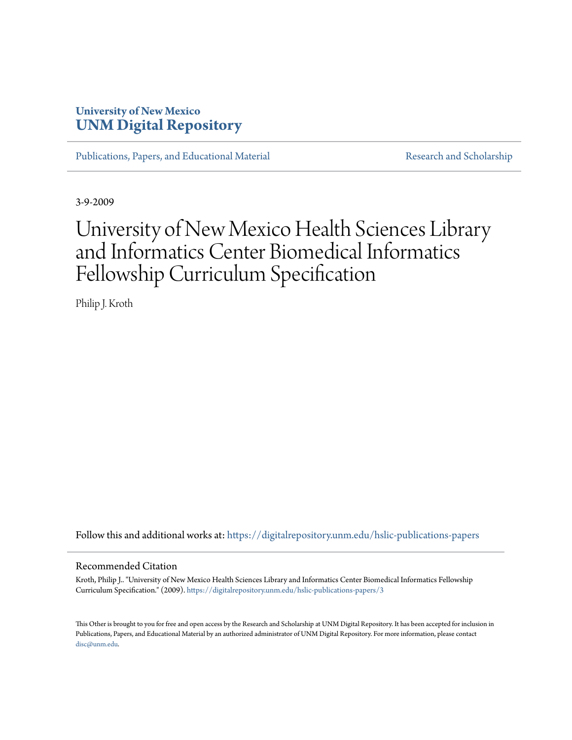University of New Mexico
**UNM Digital Repository**

Publications, Papers, and Educational Material | Research and Scholarship

3-9-2009

# University of New Mexico Health Sciences Library and Informatics Center Biomedical Informatics Fellowship Curriculum Specification

Philip J. Kroth

Follow this and additional works at: https://digitalrepository.unm.edu/hslic-publications-papers

## Recommended Citation

Kroth, Philip J.. "University of New Mexico Health Sciences Library and Informatics Center Biomedical Informatics Fellowship Curriculum Specification." (2009). https://digitalrepository.unm.edu/hslic-publications-papers/3

This Other is brought to you for free and open access by the Research and Scholarship at UNM Digital Repository. It has been accepted for inclusion in Publications, Papers, and Educational Material by an authorized administrator of UNM Digital Repository. For more information, please contact disc@unm.edu.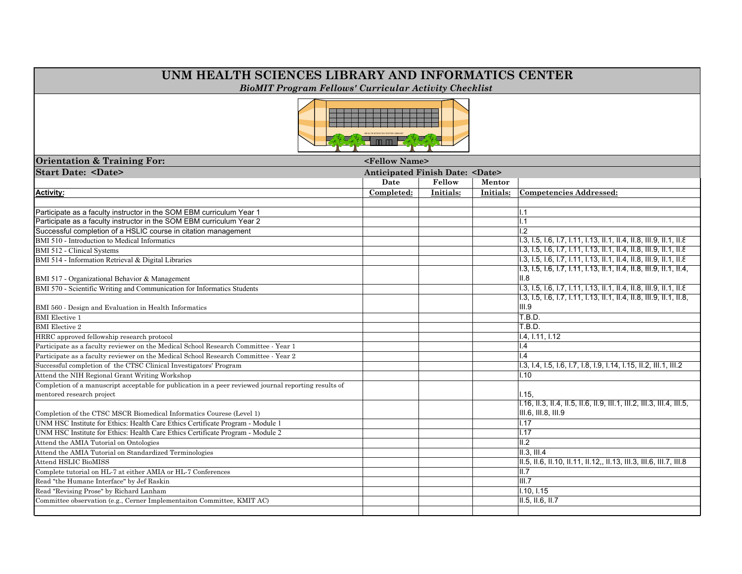# UNM HEALTH SCIENCES LIBRARY AND INFORMATICS CENTER

***BioMIT Program Fellows' Curricular Activity Checklist***

| **Orientation & Training For:** | **<Fellow Name>** | | | |
|---|---|---|---|---|
| **Start Date: <Date>** | **Anticipated Finish Date: <Date>** | | | |
| | **Date** | **Fellow** | **Mentor** | |
| **Activity:** | **Completed:** | **Initials:** | **Initials:** | **Competencies Addressed:** |
| | | | | |
| Participate as a faculty instructor in the SOM EBM curriculum Year 1 | | | | I.1 |
| Participate as a faculty instructor in the SOM EBM curriculum Year 2 | | | | I.1 |
| Successful completion of a HSLIC course in citation management | | | | I.2 |
| BMI 510 - Introduction to Medical Informatics | | | | I.3, I.5, I.6, I.7, I.11, I.13, II.1, II.4, II.8, III.9, II.1, II.8 |
| BMI 512 - Clinical Systems | | | | I.3, I.5, I.6, I.7, I.11, I.13, II.1, II.4, II.8, III.9, II.1, II.8 |
| BMI 514 - Information Retrieval & Digital Libraries | | | | I.3, I.5, I.6, I.7, I.11, I.13, II.1, II.4, II.8, III.9, II.1, II.8 |
| BMI 517 - Organizational Behavior & Management | | | | I.3, I.5, I.6, I.7, I.11, I.13, II.1, II.4, II.8, III.9, II.1, II.4, II.8 |
| BMI 570 - Scientific Writing and Communication for Informatics Students | | | | I.3, I.5, I.6, I.7, I.11, I.13, II.1, II.4, II.8, III.9, II.1, II.8 |
| BMI 560 - Design and Evaluation in Health Informatics | | | | I.3, I.5, I.6, I.7, I.11, I.13, II.1, II.4, II.8, III.9, II.1, II.8, III.9 |
| BMI Elective 1 | | | | T.B.D. |
| BMI Elective 2 | | | | T.B.D. |
| HRRC approved fellowship research protocol | | | | I.4, I.11, I.12 |
| Participate as a faculty reviewer on the Medical School Research Committee - Year 1 | | | | I.4 |
| Participate as a faculty reviewer on the Medical School Research Committee - Year 2 | | | | I.4 |
| Successful completion of the CTSC Clinical Investigators' Program | | | | I.3, I.4, I.5, I.6, I.7, I.8, I.9, I.14, I.15, II.2, III.1, III.2 |
| Attend the NIH Regional Grant Writing Workshop | | | | I.10 |
| Completion of a manuscript acceptable for publication in a peer reviewed journal reporting results of mentored research project | | | | I.15, |
| Completion of the CTSC MSCR Biomedical Informatics Courese (Level 1) | | | | I.16, II.3, II.4, II.5, II.6, II.9, III.1, III.2, III.3, III.4, III.5, III.6, III.8, III.9 |
| UNM HSC Institute for Ethics: Health Care Ethics Certificate Program - Module 1 | | | | I.17 |
| UNM HSC Institute for Ethics: Health Care Ethics Certificate Program - Module 2 | | | | I.17 |
| Attend the AMIA Tutorial on Ontologies | | | | II.2 |
| Attend the AMIA Tutorial on Standardized Terminologies | | | | II.3, III.4 |
| Attend HSLIC BioMISS | | | | II.5, II.6, II.10, II.11, II.12,, II.13, III.3, III.6, III.7, III.8 |
| Complete tutorial on HL-7 at either AMIA or HL-7 Conferences | | | | II.7 |
| Read "the Humane Interface" by Jef Raskin | | | | III.7 |
| Read "Revising Prose" by Richard Lanham | | | | I.10, I.15 |
| Committee observation (e.g., Cerner Implementaiton Committee, KMIT AC) | | | | II.5, II.6, II.7 |
| | | | | |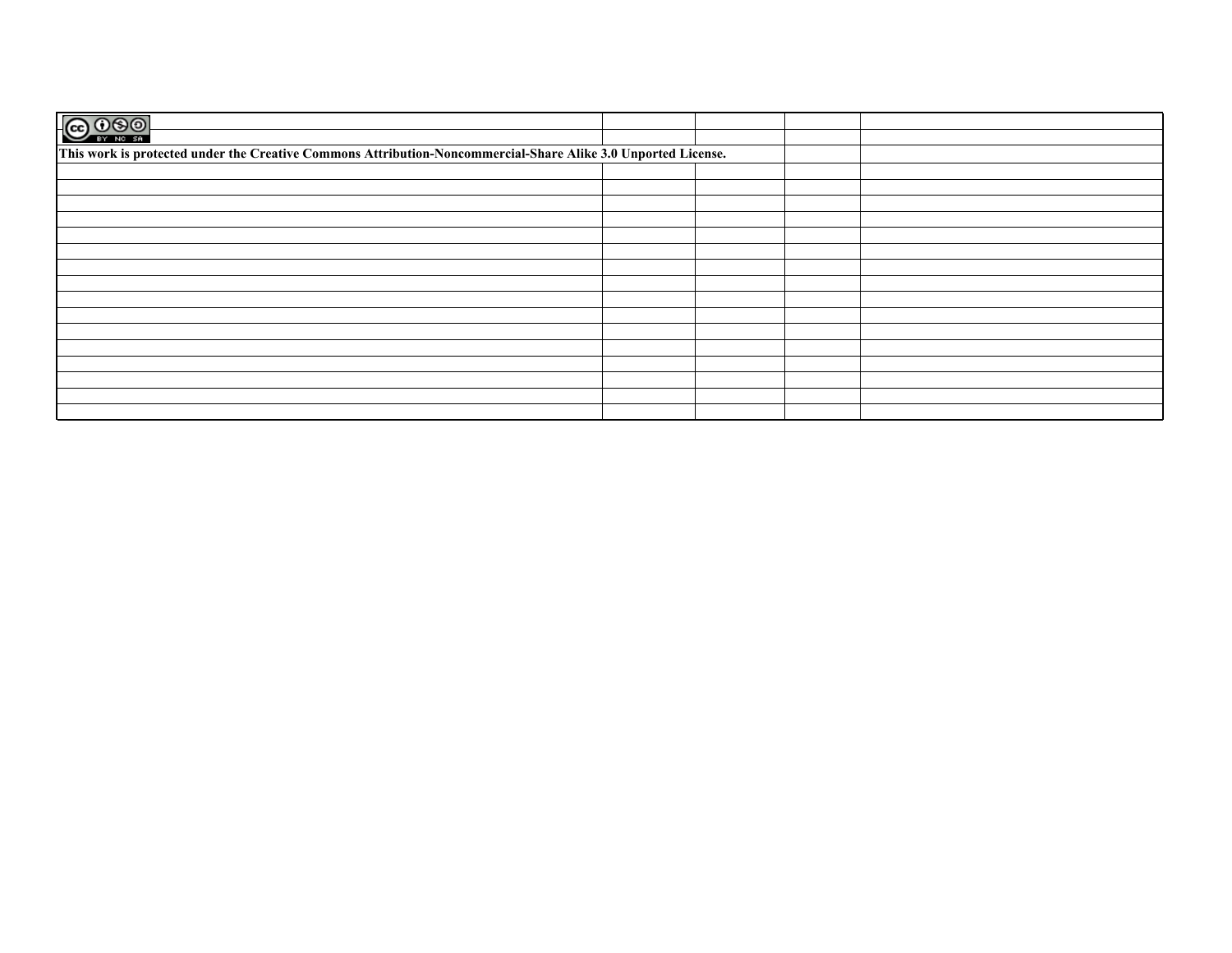| | | | | |
|---|---|---|---|---|
| | | | | |
| | | | | |
| **This work is protected under the Creative Commons Attribution-Noncommercial-Share Alike 3.0 Unported License.** | | | | |
| | | | | |
| | | | | |
| | | | | |
| | | | | |
| | | | | |
| | | | | |
| | | | | |
| | | | | |
| | | | | |
| | | | | |
| | | | | |
| | | | | |
| | | | | |
| | | | | |
| | | | | |